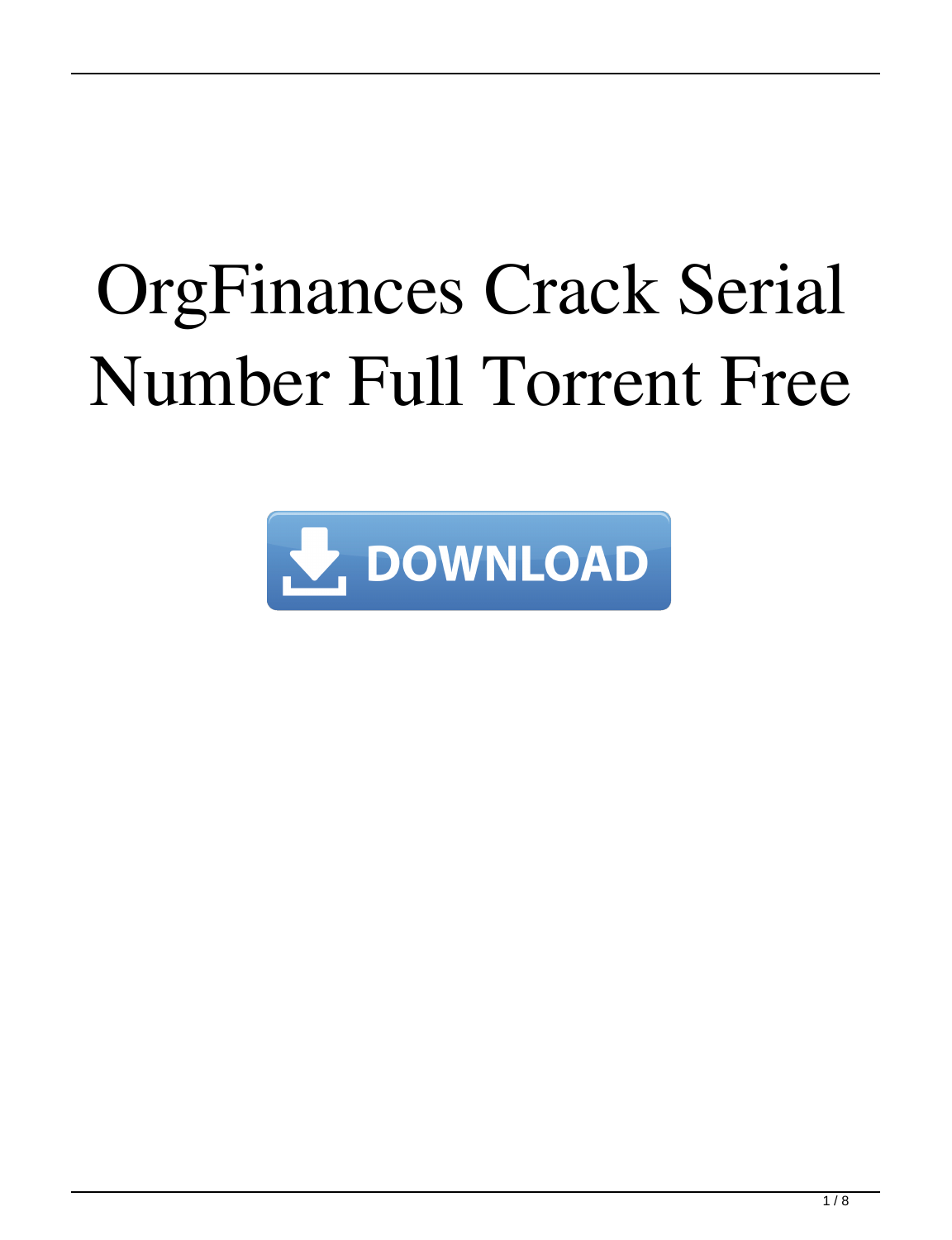# OrgFinances Crack Serial Number Full Torrent Free

DOWNLOAD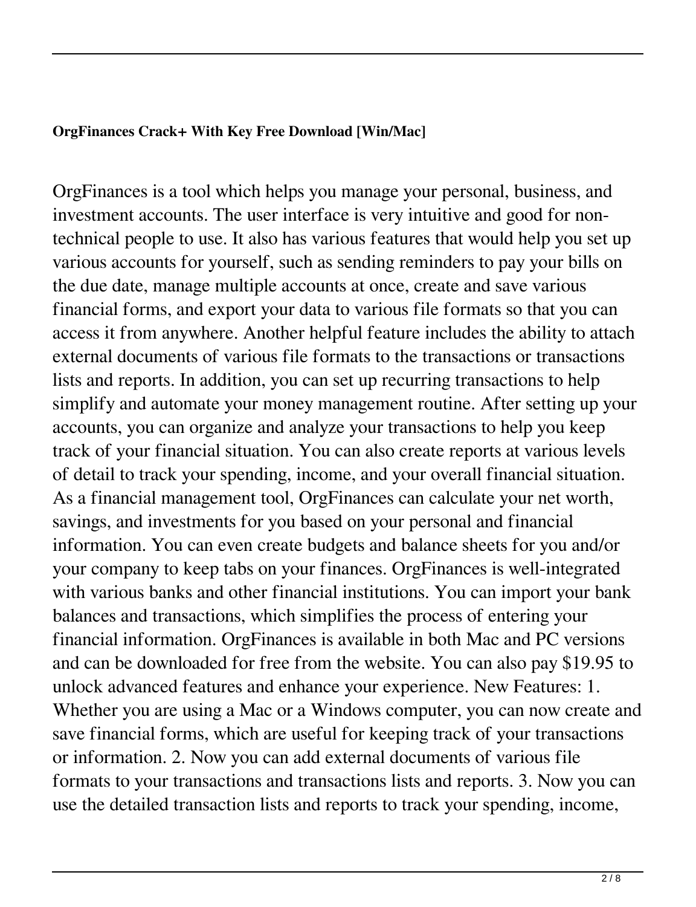**OrgFinances Crack+ With Key Free Download [Win/Mac]**

OrgFinances is a tool which helps you manage your personal, business, and investment accounts. The user interface is very intuitive and good for non-technical people to use. It also has various features that would help you set up various accounts for yourself, such as sending reminders to pay your bills on the due date, manage multiple accounts at once, create and save various financial forms, and export your data to various file formats so that you can access it from anywhere. Another helpful feature includes the ability to attach external documents of various file formats to the transactions or transactions lists and reports. In addition, you can set up recurring transactions to help simplify and automate your money management routine. After setting up your accounts, you can organize and analyze your transactions to help you keep track of your financial situation. You can also create reports at various levels of detail to track your spending, income, and your overall financial situation. As a financial management tool, OrgFinances can calculate your net worth, savings, and investments for you based on your personal and financial information. You can even create budgets and balance sheets for you and/or your company to keep tabs on your finances. OrgFinances is well-integrated with various banks and other financial institutions. You can import your bank balances and transactions, which simplifies the process of entering your financial information. OrgFinances is available in both Mac and PC versions and can be downloaded for free from the website. You can also pay $19.95 to unlock advanced features and enhance your experience. New Features: 1. Whether you are using a Mac or a Windows computer, you can now create and save financial forms, which are useful for keeping track of your transactions or information. 2. Now you can add external documents of various file formats to your transactions and transactions lists and reports. 3. Now you can use the detailed transaction lists and reports to track your spending, income,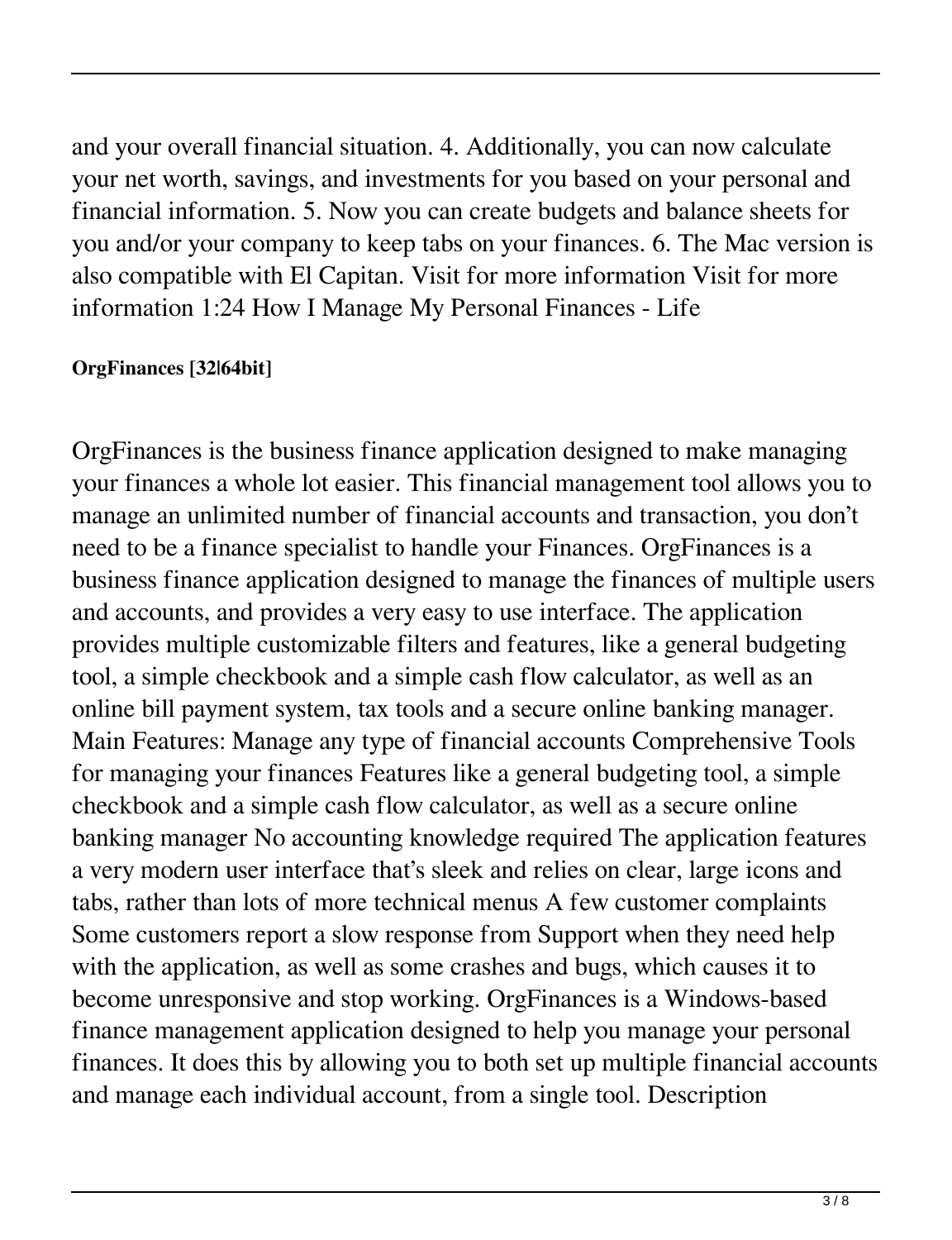and your overall financial situation. 4. Additionally, you can now calculate your net worth, savings, and investments for you based on your personal and financial information. 5. Now you can create budgets and balance sheets for you and/or your company to keep tabs on your finances. 6. The Mac version is also compatible with El Capitan. Visit for more information Visit for more information 1:24 How I Manage My Personal Finances - Life

**OrgFinances [32|64bit]**

OrgFinances is the business finance application designed to make managing your finances a whole lot easier. This financial management tool allows you to manage an unlimited number of financial accounts and transaction, you don't need to be a finance specialist to handle your Finances. OrgFinances is a business finance application designed to manage the finances of multiple users and accounts, and provides a very easy to use interface. The application provides multiple customizable filters and features, like a general budgeting tool, a simple checkbook and a simple cash flow calculator, as well as an online bill payment system, tax tools and a secure online banking manager. Main Features: Manage any type of financial accounts Comprehensive Tools for managing your finances Features like a general budgeting tool, a simple checkbook and a simple cash flow calculator, as well as a secure online banking manager No accounting knowledge required The application features a very modern user interface that's sleek and relies on clear, large icons and tabs, rather than lots of more technical menus A few customer complaints Some customers report a slow response from Support when they need help with the application, as well as some crashes and bugs, which causes it to become unresponsive and stop working. OrgFinances is a Windows-based finance management application designed to help you manage your personal finances. It does this by allowing you to both set up multiple financial accounts and manage each individual account, from a single tool. Description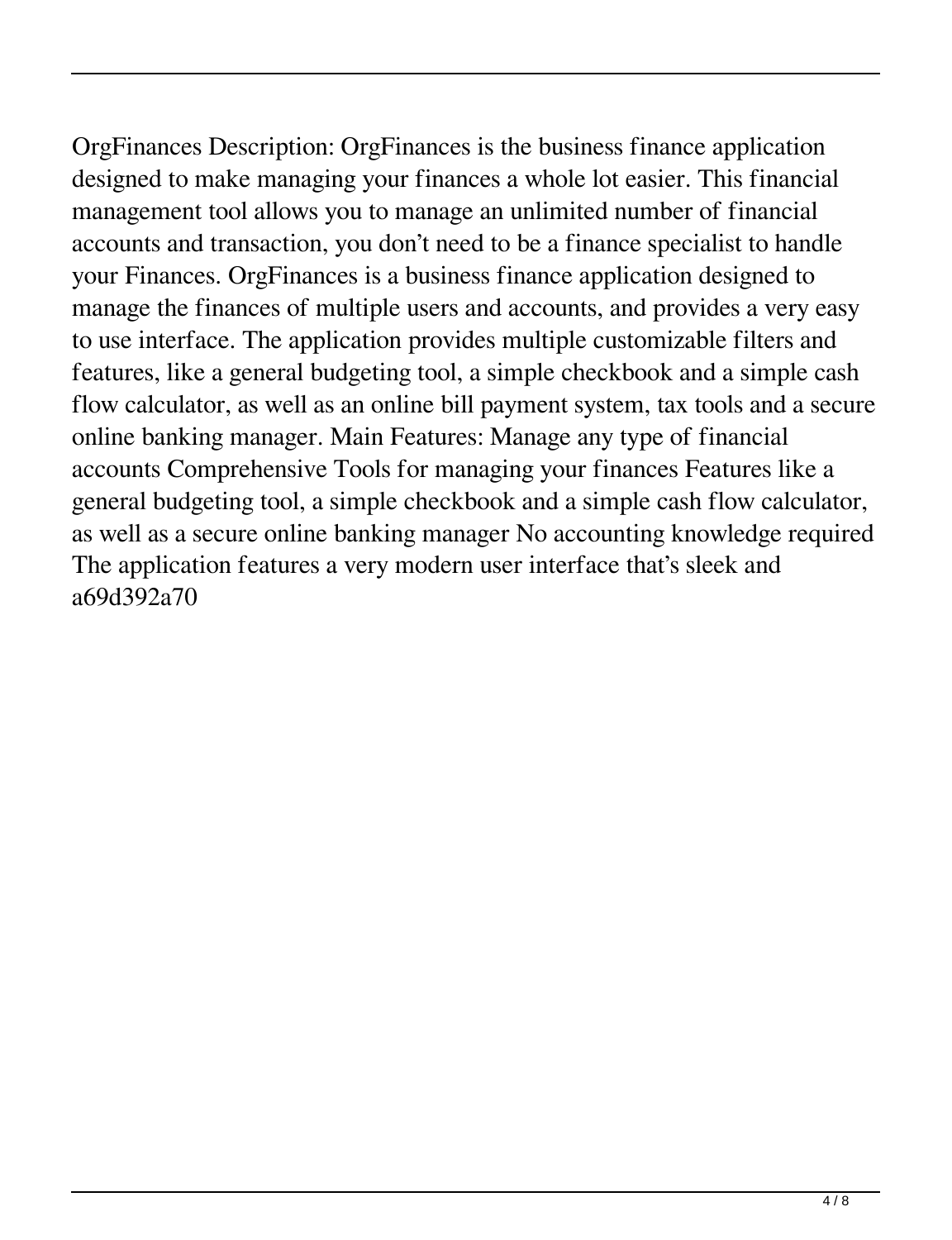OrgFinances Description: OrgFinances is the business finance application designed to make managing your finances a whole lot easier. This financial management tool allows you to manage an unlimited number of financial accounts and transaction, you don't need to be a finance specialist to handle your Finances. OrgFinances is a business finance application designed to manage the finances of multiple users and accounts, and provides a very easy to use interface. The application provides multiple customizable filters and features, like a general budgeting tool, a simple checkbook and a simple cash flow calculator, as well as an online bill payment system, tax tools and a secure online banking manager. Main Features: Manage any type of financial accounts Comprehensive Tools for managing your finances Features like a general budgeting tool, a simple checkbook and a simple cash flow calculator, as well as a secure online banking manager No accounting knowledge required The application features a very modern user interface that's sleek and a69d392a70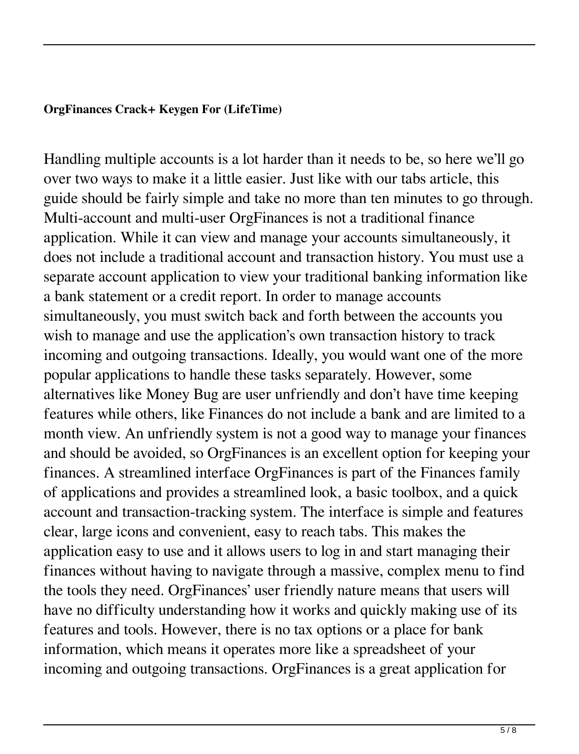**OrgFinances Crack+ Keygen For (LifeTime)**

Handling multiple accounts is a lot harder than it needs to be, so here we'll go over two ways to make it a little easier. Just like with our tabs article, this guide should be fairly simple and take no more than ten minutes to go through. Multi-account and multi-user OrgFinances is not a traditional finance application. While it can view and manage your accounts simultaneously, it does not include a traditional account and transaction history. You must use a separate account application to view your traditional banking information like a bank statement or a credit report. In order to manage accounts simultaneously, you must switch back and forth between the accounts you wish to manage and use the application's own transaction history to track incoming and outgoing transactions. Ideally, you would want one of the more popular applications to handle these tasks separately. However, some alternatives like Money Bug are user unfriendly and don't have time keeping features while others, like Finances do not include a bank and are limited to a month view. An unfriendly system is not a good way to manage your finances and should be avoided, so OrgFinances is an excellent option for keeping your finances. A streamlined interface OrgFinances is part of the Finances family of applications and provides a streamlined look, a basic toolbox, and a quick account and transaction-tracking system. The interface is simple and features clear, large icons and convenient, easy to reach tabs. This makes the application easy to use and it allows users to log in and start managing their finances without having to navigate through a massive, complex menu to find the tools they need. OrgFinances' user friendly nature means that users will have no difficulty understanding how it works and quickly making use of its features and tools. However, there is no tax options or a place for bank information, which means it operates more like a spreadsheet of your incoming and outgoing transactions. OrgFinances is a great application for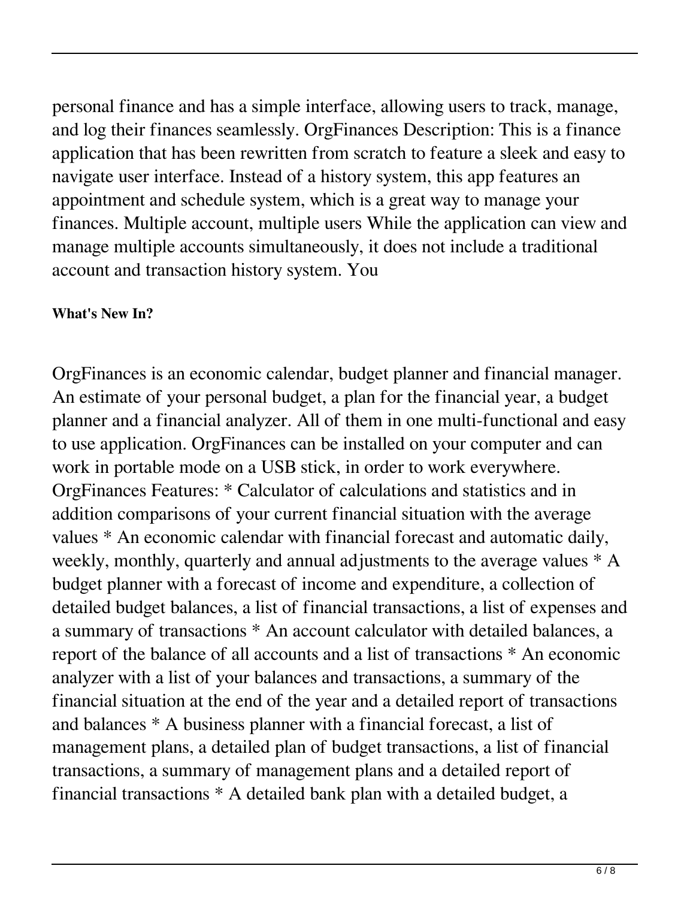personal finance and has a simple interface, allowing users to track, manage, and log their finances seamlessly. OrgFinances Description: This is a finance application that has been rewritten from scratch to feature a sleek and easy to navigate user interface. Instead of a history system, this app features an appointment and schedule system, which is a great way to manage your finances. Multiple account, multiple users While the application can view and manage multiple accounts simultaneously, it does not include a traditional account and transaction history system. You

#### What's New In?

OrgFinances is an economic calendar, budget planner and financial manager. An estimate of your personal budget, a plan for the financial year, a budget planner and a financial analyzer. All of them in one multi-functional and easy to use application. OrgFinances can be installed on your computer and can work in portable mode on a USB stick, in order to work everywhere. OrgFinances Features: * Calculator of calculations and statistics and in addition comparisons of your current financial situation with the average values * An economic calendar with financial forecast and automatic daily, weekly, monthly, quarterly and annual adjustments to the average values * A budget planner with a forecast of income and expenditure, a collection of detailed budget balances, a list of financial transactions, a list of expenses and a summary of transactions * An account calculator with detailed balances, a report of the balance of all accounts and a list of transactions * An economic analyzer with a list of your balances and transactions, a summary of the financial situation at the end of the year and a detailed report of transactions and balances * A business planner with a financial forecast, a list of management plans, a detailed plan of budget transactions, a list of financial transactions, a summary of management plans and a detailed report of financial transactions * A detailed bank plan with a detailed budget, a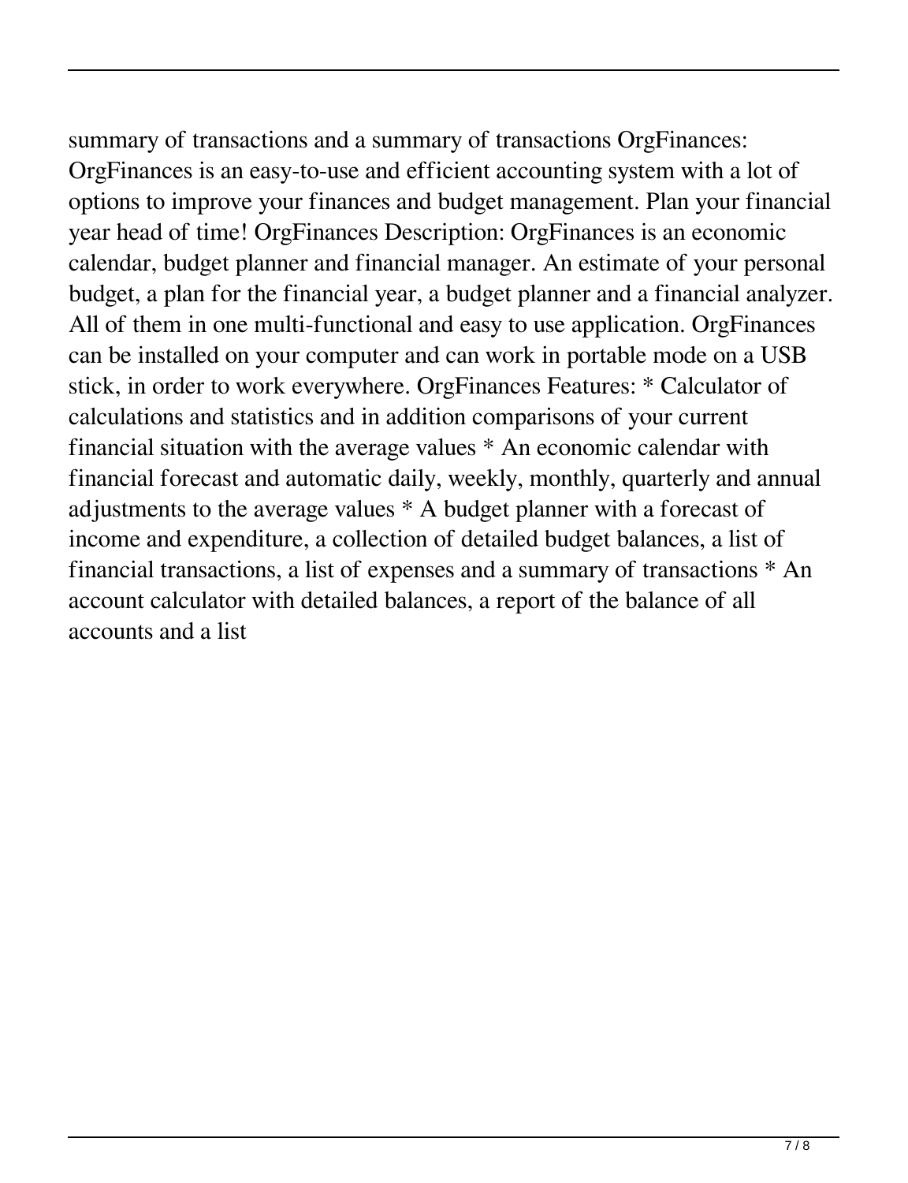summary of transactions and a summary of transactions OrgFinances: OrgFinances is an easy-to-use and efficient accounting system with a lot of options to improve your finances and budget management. Plan your financial year head of time! OrgFinances Description: OrgFinances is an economic calendar, budget planner and financial manager. An estimate of your personal budget, a plan for the financial year, a budget planner and a financial analyzer. All of them in one multi-functional and easy to use application. OrgFinances can be installed on your computer and can work in portable mode on a USB stick, in order to work everywhere. OrgFinances Features: * Calculator of calculations and statistics and in addition comparisons of your current financial situation with the average values * An economic calendar with financial forecast and automatic daily, weekly, monthly, quarterly and annual adjustments to the average values * A budget planner with a forecast of income and expenditure, a collection of detailed budget balances, a list of financial transactions, a list of expenses and a summary of transactions * An account calculator with detailed balances, a report of the balance of all accounts and a list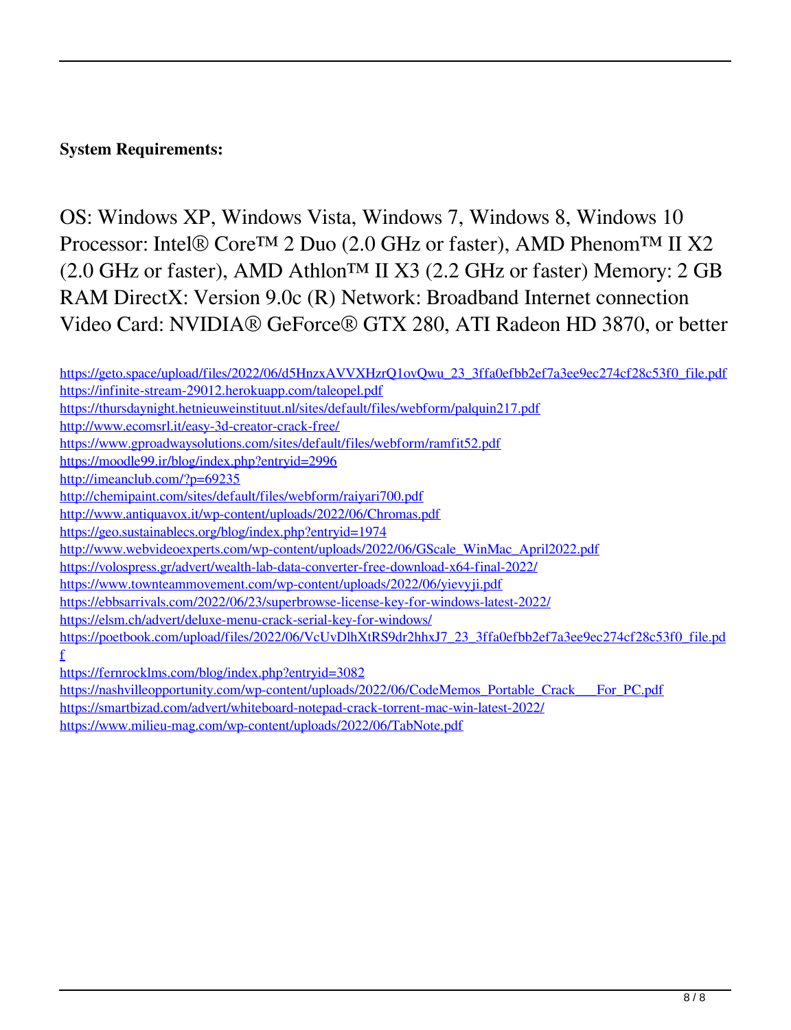**System Requirements:**

OS: Windows XP, Windows Vista, Windows 7, Windows 8, Windows 10 Processor: Intel® Core™ 2 Duo (2.0 GHz or faster), AMD Phenom™ II X2 (2.0 GHz or faster), AMD Athlon™ II X3 (2.2 GHz or faster) Memory: 2 GB RAM DirectX: Version 9.0c (R) Network: Broadband Internet connection Video Card: NVIDIA® GeForce® GTX 280, ATI Radeon HD 3870, or better

https://geto.space/upload/files/2022/06/d5HnzxAVVXHzrQ1ovQwu_23_3ffa0efbb2ef7a3ee9ec274cf28c53f0_file.pdf
https://infinite-stream-29012.herokuapp.com/taleopel.pdf
https://thursdaynight.hetnieuweinstituut.nl/sites/default/files/webform/palquin217.pdf
http://www.ecomsrl.it/easy-3d-creator-crack-free/
https://www.gproadwaysolutions.com/sites/default/files/webform/ramfit52.pdf
https://moodle99.ir/blog/index.php?entryid=2996
http://imeanclub.com/?p=69235
http://chemipaint.com/sites/default/files/webform/raiyari700.pdf
http://www.antiquavox.it/wp-content/uploads/2022/06/Chromas.pdf
https://geo.sustainablecs.org/blog/index.php?entryid=1974
http://www.webvideoexperts.com/wp-content/uploads/2022/06/GScale_WinMac_April2022.pdf
https://volospress.gr/advert/wealth-lab-data-converter-free-download-x64-final-2022/
https://www.townteammovement.com/wp-content/uploads/2022/06/yievyji.pdf
https://ebbsarrivals.com/2022/06/23/superbrowse-license-key-for-windows-latest-2022/
https://elsm.ch/advert/deluxe-menu-crack-serial-key-for-windows/
https://poetbook.com/upload/files/2022/06/VcUvDlhXtRS9dr2hhxJ7_23_3ffa0efbb2ef7a3ee9ec274cf28c53f0_file.pdf
https://fernrocklms.com/blog/index.php?entryid=3082
https://nashvilleopportunity.com/wp-content/uploads/2022/06/CodeMemos_Portable_Crack___For_PC.pdf
https://smartbizad.com/advert/whiteboard-notepad-crack-torrent-mac-win-latest-2022/
https://www.milieu-mag.com/wp-content/uploads/2022/06/TabNote.pdf